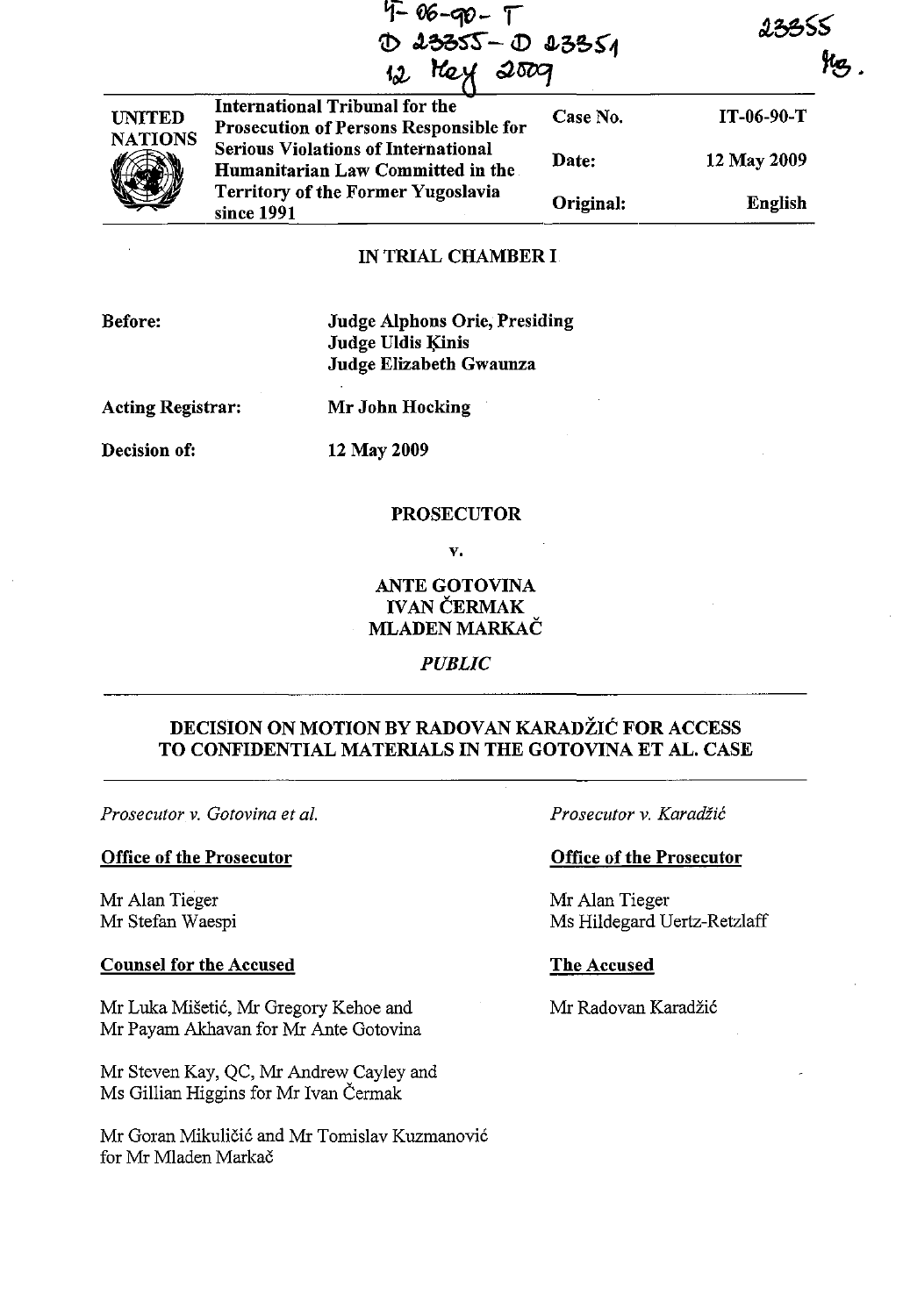IT-06-90-T
D 23355 - D 23351
12 May 2009

23355
MB.

| UNITED NATIONS | International Tribunal for the Prosecution of Persons Responsible for Serious Violations of International Humanitarian Law Committed in the Territory of the Former Yugoslavia since 1991 | Case No. | IT-06-90-T |
|---|---|---|---|
| | | Date: | 12 May 2009 |
| | | Original: | English |

**IN TRIAL CHAMBER I**

**Before:** Judge Alphons Orie, Presiding
Judge Uldis Ķinis
Judge Elizabeth Gwaunza

**Acting Registrar:** Mr John Hocking

**Decision of:** 12 May 2009

**PROSECUTOR**

**v.**

**ANTE GOTOVINA**
**IVAN ČERMAK**
**MLADEN MARKAČ**

*PUBLIC*

---

**DECISION ON MOTION BY RADOVAN KARADŽIĆ FOR ACCESS TO CONFIDENTIAL MATERIALS IN THE GOTOVINA ET AL. CASE**

---

*Prosecutor v. Gotovina et al.*

**Office of the Prosecutor**

Mr Alan Tieger
Mr Stefan Waespi

**Counsel for the Accused**

Mr Luka Mišetić, Mr Gregory Kehoe and Mr Payam Akhavan for Mr Ante Gotovina

Mr Steven Kay, QC, Mr Andrew Cayley and Ms Gillian Higgins for Mr Ivan Čermak

Mr Goran Mikuličić and Mr Tomislav Kuzmanović for Mr Mladen Markač

*Prosecutor v. Karadžić*

**Office of the Prosecutor**

Mr Alan Tieger
Ms Hildegard Uertz-Retzlaff

**The Accused**

Mr Radovan Karadžić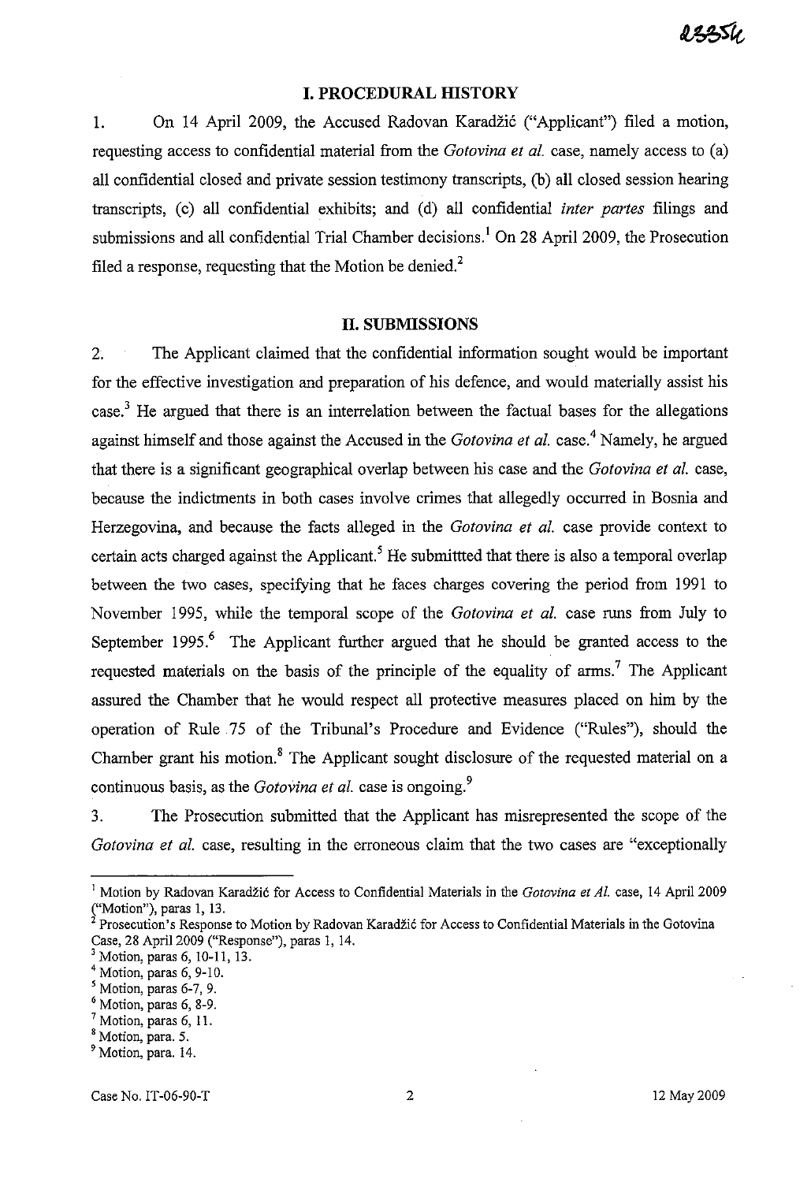## I. PROCEDURAL HISTORY

1. On 14 April 2009, the Accused Radovan Karadžić ("Applicant") filed a motion, requesting access to confidential material from the *Gotovina et al.* case, namely access to (a) all confidential closed and private session testimony transcripts, (b) all closed session hearing transcripts, (c) all confidential exhibits; and (d) all confidential *inter partes* filings and submissions and all confidential Trial Chamber decisions.[1] On 28 April 2009, the Prosecution filed a response, requesting that the Motion be denied.[2]

## II. SUBMISSIONS

2. The Applicant claimed that the confidential information sought would be important for the effective investigation and preparation of his defence, and would materially assist his case.[3] He argued that there is an interrelation between the factual bases for the allegations against himself and those against the Accused in the *Gotovina et al.* case.[4] Namely, he argued that there is a significant geographical overlap between his case and the *Gotovina et al.* case, because the indictments in both cases involve crimes that allegedly occurred in Bosnia and Herzegovina, and because the facts alleged in the *Gotovina et al.* case provide context to certain acts charged against the Applicant.[5] He submittted that there is also a temporal overlap between the two cases, specifying that he faces charges covering the period from 1991 to November 1995, while the temporal scope of the *Gotovina et al.* case runs from July to September 1995.[6] The Applicant further argued that he should be granted access to the requested materials on the basis of the principle of the equality of arms.[7] The Applicant assured the Chamber that he would respect all protective measures placed on him by the operation of Rule 75 of the Tribunal's Procedure and Evidence ("Rules"), should the Chamber grant his motion.[8] The Applicant sought disclosure of the requested material on a continuous basis, as the *Gotovina et al.* case is ongoing.[9]

3. The Prosecution submitted that the Applicant has misrepresented the scope of the *Gotovina et al.* case, resulting in the erroneous claim that the two cases are "exceptionally

---

[1] Motion by Radovan Karadžić for Access to Confidential Materials in the *Gotovina et Al.* case, 14 April 2009 ("Motion"), paras 1, 13.

[2] Prosecution's Response to Motion by Radovan Karadžić for Access to Confidential Materials in the Gotovina Case, 28 April 2009 ("Response"), paras 1, 14.

[3] Motion, paras 6, 10-11, 13.

[4] Motion, paras 6, 9-10.

[5] Motion, paras 6-7, 9.

[6] Motion, paras 6, 8-9.

[7] Motion, paras 6, 11.

[8] Motion, para. 5.

[9] Motion, para. 14.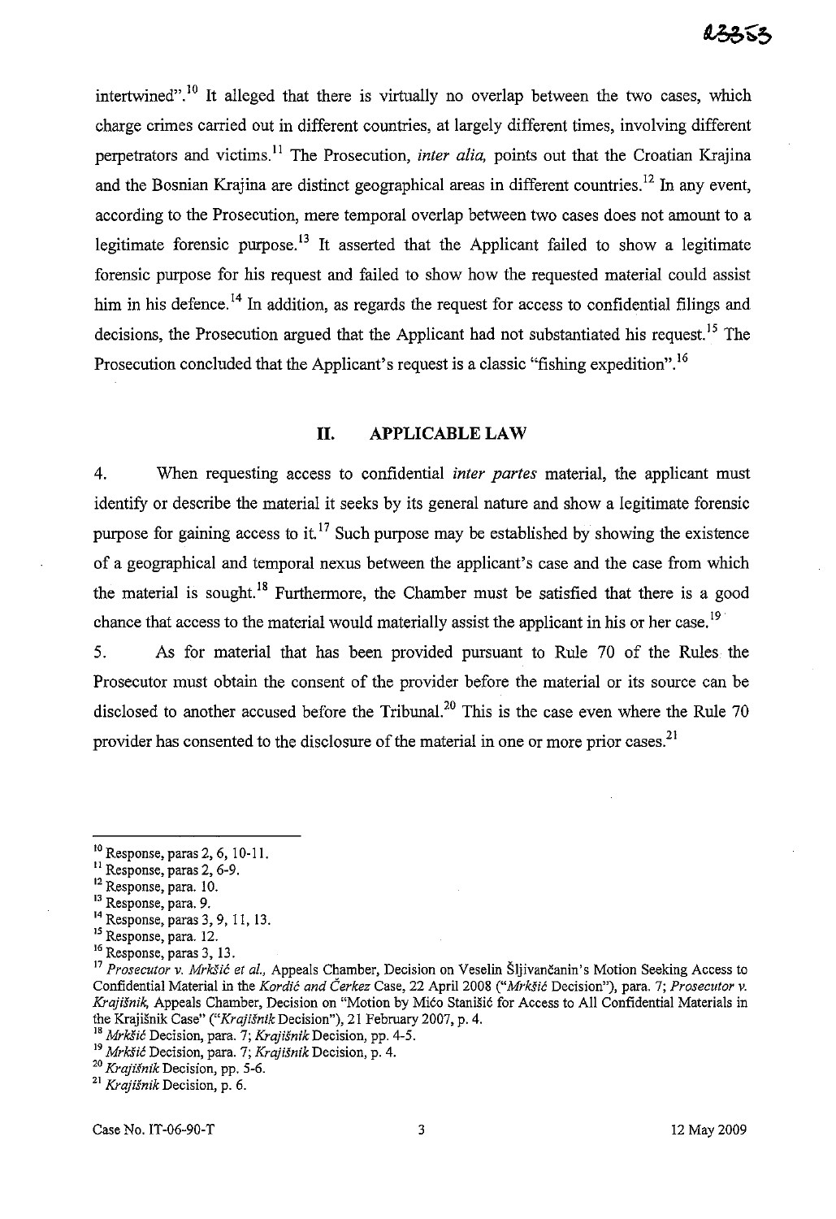intertwined".[10] It alleged that there is virtually no overlap between the two cases, which charge crimes carried out in different countries, at largely different times, involving different perpetrators and victims.[11] The Prosecution, *inter alia,* points out that the Croatian Krajina and the Bosnian Krajina are distinct geographical areas in different countries.[12] In any event, according to the Prosecution, mere temporal overlap between two cases does not amount to a legitimate forensic purpose.[13] It asserted that the Applicant failed to show a legitimate forensic purpose for his request and failed to show how the requested material could assist him in his defence.[14] In addition, as regards the request for access to confidential filings and decisions, the Prosecution argued that the Applicant had not substantiated his request.[15] The Prosecution concluded that the Applicant's request is a classic "fishing expedition".[16]

## II. APPLICABLE LAW

4. When requesting access to confidential *inter partes* material, the applicant must identify or describe the material it seeks by its general nature and show a legitimate forensic purpose for gaining access to it.[17] Such purpose may be established by showing the existence of a geographical and temporal nexus between the applicant's case and the case from which the material is sought.[18] Furthermore, the Chamber must be satisfied that there is a good chance that access to the material would materially assist the applicant in his or her case.[19]

5. As for material that has been provided pursuant to Rule 70 of the Rules the Prosecutor must obtain the consent of the provider before the material or its source can be disclosed to another accused before the Tribunal.[20] This is the case even where the Rule 70 provider has consented to the disclosure of the material in one or more prior cases.[21]

---

[10] Response, paras 2, 6, 10-11.

[11] Response, paras 2, 6-9.

[12] Response, para. 10.

[13] Response, para. 9.

[14] Response, paras 3, 9, 11, 13.

[15] Response, para. 12.

[16] Response, paras 3, 13.

[17] *Prosecutor v. Mrkšić et al.,* Appeals Chamber, Decision on Veselin Šljivančanin's Motion Seeking Access to Confidential Material in the *Kordić and Čerkez* Case, 22 April 2008 (*"Mrkšić* Decision"), para. 7; *Prosecutor v. Krajišnik,* Appeals Chamber, Decision on "Motion by Mićo Stanišić for Access to All Confidential Materials in the Krajišnik Case" (*"Krajišnik* Decision"), 21 February 2007, p. 4.

[18] *Mrkšić* Decision, para. 7; *Krajišnik* Decision, pp. 4-5.

[19] *Mrkšić* Decision, para. 7; *Krajišnik* Decision, p. 4.

[20] *Krajišnik* Decision, pp. 5-6.

[21] *Krajišnik* Decision, p. 6.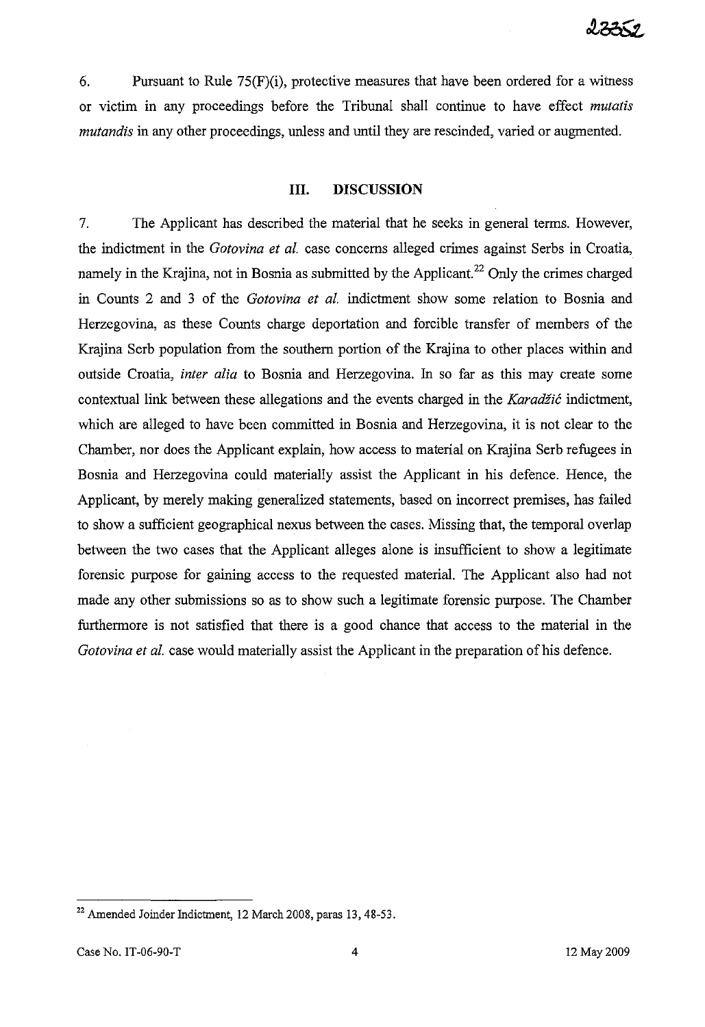6. Pursuant to Rule 75(F)(i), protective measures that have been ordered for a witness or victim in any proceedings before the Tribunal shall continue to have effect *mutatis mutandis* in any other proceedings, unless and until they are rescinded, varied or augmented.

## III. DISCUSSION

7. The Applicant has described the material that he seeks in general terms. However, the indictment in the *Gotovina et al.* case concerns alleged crimes against Serbs in Croatia, namely in the Krajina, not in Bosnia as submitted by the Applicant.[22] Only the crimes charged in Counts 2 and 3 of the *Gotovina et al.* indictment show some relation to Bosnia and Herzegovina, as these Counts charge deportation and forcible transfer of members of the Krajina Serb population from the southern portion of the Krajina to other places within and outside Croatia, *inter alia* to Bosnia and Herzegovina. In so far as this may create some contextual link between these allegations and the events charged in the *Karadžić* indictment, which are alleged to have been committed in Bosnia and Herzegovina, it is not clear to the Chamber, nor does the Applicant explain, how access to material on Krajina Serb refugees in Bosnia and Herzegovina could materially assist the Applicant in his defence. Hence, the Applicant, by merely making generalized statements, based on incorrect premises, has failed to show a sufficient geographical nexus between the cases. Missing that, the temporal overlap between the two cases that the Applicant alleges alone is insufficient to show a legitimate forensic purpose for gaining access to the requested material. The Applicant also had not made any other submissions so as to show such a legitimate forensic purpose. The Chamber furthermore is not satisfied that there is a good chance that access to the material in the *Gotovina et al.* case would materially assist the Applicant in the preparation of his defence.

---

[22] Amended Joinder Indictment, 12 March 2008, paras 13, 48-53.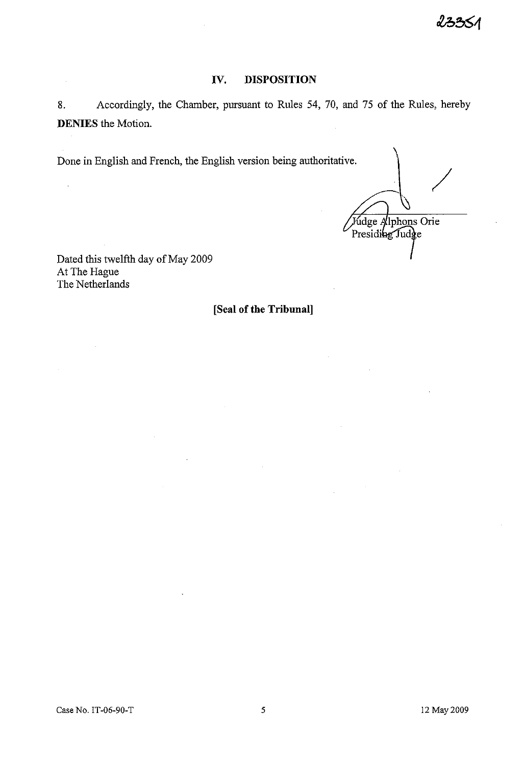23351

## IV. DISPOSITION

8. Accordingly, the Chamber, pursuant to Rules 54, 70, and 75 of the Rules, hereby **DENIES** the Motion.

Done in English and French, the English version being authoritative.

Judge Alphons Orie
Presiding Judge

Dated this twelfth day of May 2009
At The Hague
The Netherlands

**[Seal of the Tribunal]**

Case No. IT-06-90-T — 12 May 2009